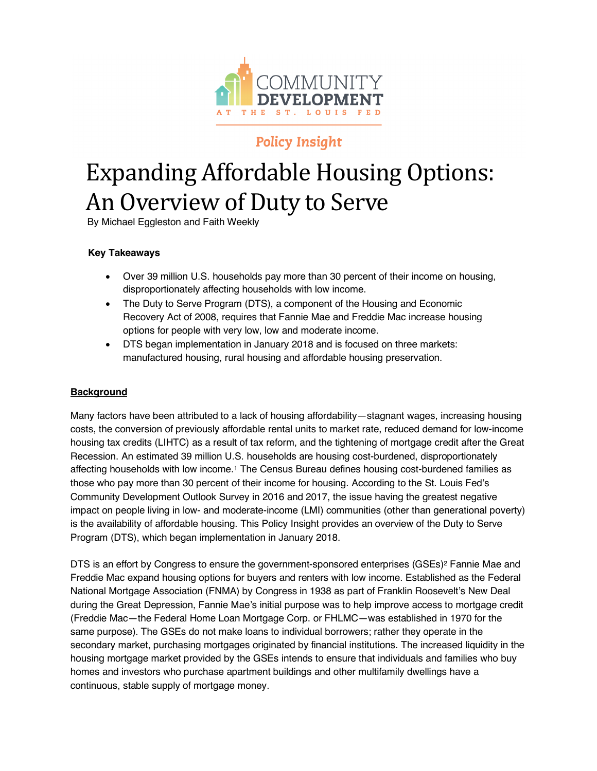COMMUNITY DEVELOPMENT AT THE ST. LOUIS FED

*Policy Insight*

# Expanding Affordable Housing Options: An Overview of Duty to Serve

By Michael Eggleston and Faith Weekly

**Key Takeaways**

- Over 39 million U.S. households pay more than 30 percent of their income on housing, disproportionately affecting households with low income.
- The Duty to Serve Program (DTS), a component of the Housing and Economic Recovery Act of 2008, requires that Fannie Mae and Freddie Mac increase housing options for people with very low, low and moderate income.
- DTS began implementation in January 2018 and is focused on three markets: manufactured housing, rural housing and affordable housing preservation.

## Background

Many factors have been attributed to a lack of housing affordability—stagnant wages, increasing housing costs, the conversion of previously affordable rental units to market rate, reduced demand for low-income housing tax credits (LIHTC) as a result of tax reform, and the tightening of mortgage credit after the Great Recession. An estimated 39 million U.S. households are housing cost-burdened, disproportionately affecting households with low income.[1] The Census Bureau defines housing cost-burdened families as those who pay more than 30 percent of their income for housing. According to the St. Louis Fed's Community Development Outlook Survey in 2016 and 2017, the issue having the greatest negative impact on people living in low- and moderate-income (LMI) communities (other than generational poverty) is the availability of affordable housing. This Policy Insight provides an overview of the Duty to Serve Program (DTS), which began implementation in January 2018.

DTS is an effort by Congress to ensure the government-sponsored enterprises (GSEs)[2] Fannie Mae and Freddie Mac expand housing options for buyers and renters with low income. Established as the Federal National Mortgage Association (FNMA) by Congress in 1938 as part of Franklin Roosevelt's New Deal during the Great Depression, Fannie Mae's initial purpose was to help improve access to mortgage credit (Freddie Mac—the Federal Home Loan Mortgage Corp. or FHLMC—was established in 1970 for the same purpose). The GSEs do not make loans to individual borrowers; rather they operate in the secondary market, purchasing mortgages originated by financial institutions. The increased liquidity in the housing mortgage market provided by the GSEs intends to ensure that individuals and families who buy homes and investors who purchase apartment buildings and other multifamily dwellings have a continuous, stable supply of mortgage money.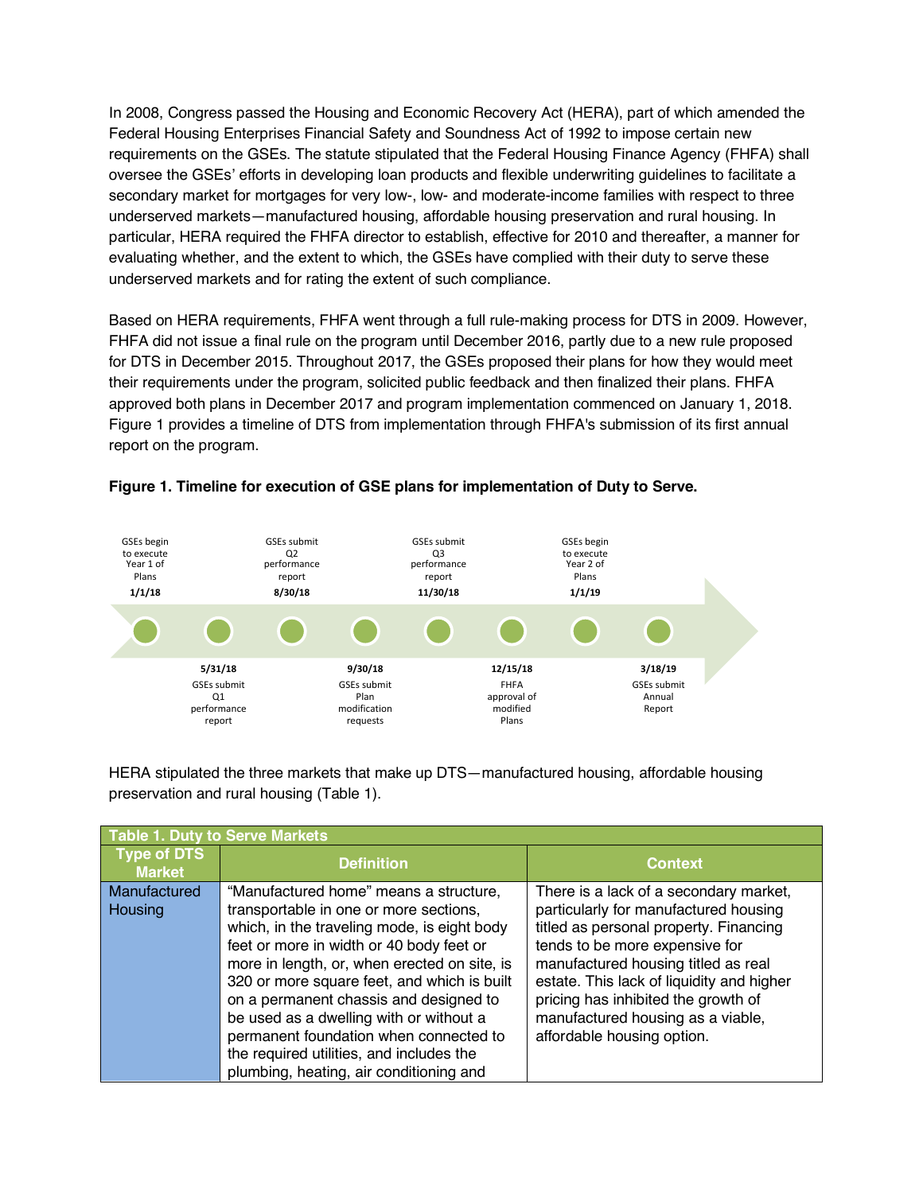In 2008, Congress passed the Housing and Economic Recovery Act (HERA), part of which amended the Federal Housing Enterprises Financial Safety and Soundness Act of 1992 to impose certain new requirements on the GSEs. The statute stipulated that the Federal Housing Finance Agency (FHFA) shall oversee the GSEs' efforts in developing loan products and flexible underwriting guidelines to facilitate a secondary market for mortgages for very low-, low- and moderate-income families with respect to three underserved markets—manufactured housing, affordable housing preservation and rural housing. In particular, HERA required the FHFA director to establish, effective for 2010 and thereafter, a manner for evaluating whether, and the extent to which, the GSEs have complied with their duty to serve these underserved markets and for rating the extent of such compliance.

Based on HERA requirements, FHFA went through a full rule-making process for DTS in 2009. However, FHFA did not issue a final rule on the program until December 2016, partly due to a new rule proposed for DTS in December 2015. Throughout 2017, the GSEs proposed their plans for how they would meet their requirements under the program, solicited public feedback and then finalized their plans. FHFA approved both plans in December 2017 and program implementation commenced on January 1, 2018. Figure 1 provides a timeline of DTS from implementation through FHFA's submission of its first annual report on the program.

**Figure 1. Timeline for execution of GSE plans for implementation of Duty to Serve.**

- **1/1/18** – GSEs begin to execute Year 1 of Plans
- **5/31/18** – GSEs submit Q1 performance report
- **8/30/18** – GSEs submit Q2 performance report
- **9/30/18** – GSEs submit Plan modification requests
- **11/30/18** – GSEs submit Q3 performance report
- **12/15/18** – FHFA approval of modified Plans
- **1/1/19** – GSEs begin to execute Year 2 of Plans
- **3/18/19** – GSEs submit Annual Report

HERA stipulated the three markets that make up DTS—manufactured housing, affordable housing preservation and rural housing (Table 1).

| Table 1. Duty to Serve Markets | | |
|---|---|---|
| **Type of DTS Market** | **Definition** | **Context** |
| Manufactured Housing | "Manufactured home" means a structure, transportable in one or more sections, which, in the traveling mode, is eight body feet or more in width or 40 body feet or more in length, or, when erected on site, is 320 or more square feet, and which is built on a permanent chassis and designed to be used as a dwelling with or without a permanent foundation when connected to the required utilities, and includes the plumbing, heating, air conditioning and | There is a lack of a secondary market, particularly for manufactured housing titled as personal property. Financing tends to be more expensive for manufactured housing titled as real estate. This lack of liquidity and higher pricing has inhibited the growth of manufactured housing as a viable, affordable housing option. |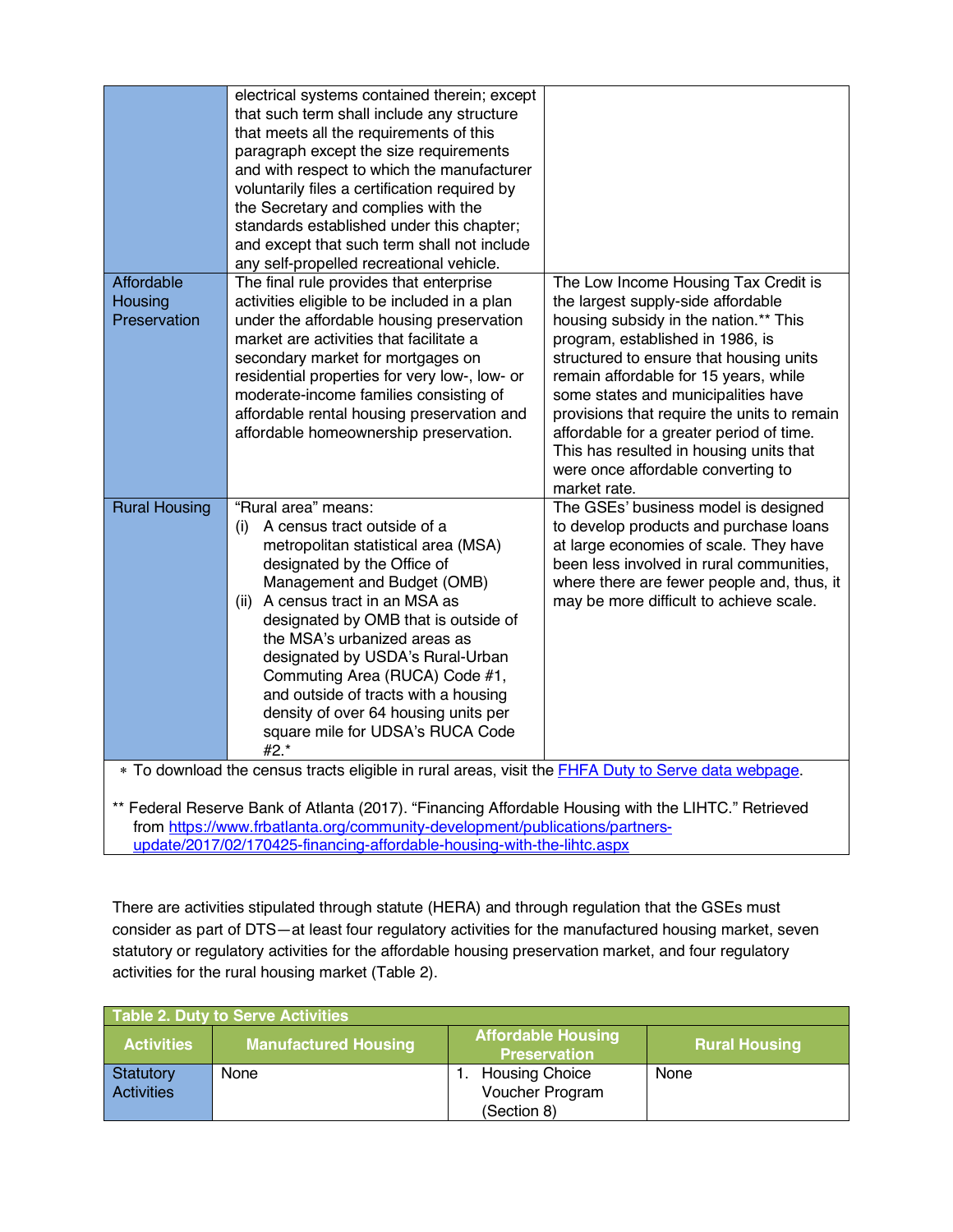| | | |
|---|---|---|
| | electrical systems contained therein; except that such term shall include any structure that meets all the requirements of this paragraph except the size requirements and with respect to which the manufacturer voluntarily files a certification required by the Secretary and complies with the standards established under this chapter; and except that such term shall not include any self-propelled recreational vehicle. | |
| Affordable Housing Preservation | The final rule provides that enterprise activities eligible to be included in a plan under the affordable housing preservation market are activities that facilitate a secondary market for mortgages on residential properties for very low-, low- or moderate-income families consisting of affordable rental housing preservation and affordable homeownership preservation. | The Low Income Housing Tax Credit is the largest supply-side affordable housing subsidy in the nation.** This program, established in 1986, is structured to ensure that housing units remain affordable for 15 years, while some states and municipalities have provisions that require the units to remain affordable for a greater period of time. This has resulted in housing units that were once affordable converting to market rate. |
| Rural Housing | "Rural area" means:<br>(i) A census tract outside of a metropolitan statistical area (MSA) designated by the Office of Management and Budget (OMB)<br>(ii) A census tract in an MSA as designated by OMB that is outside of the MSA's urbanized areas as designated by USDA's Rural-Urban Commuting Area (RUCA) Code #1, and outside of tracts with a housing density of over 64 housing units per square mile for UDSA's RUCA Code #2.* | The GSEs' business model is designed to develop products and purchase loans at large economies of scale. They have been less involved in rural communities, where there are fewer people and, thus, it may be more difficult to achieve scale. |

* To download the census tracts eligible in rural areas, visit the [FHFA Duty to Serve data webpage](#).

** Federal Reserve Bank of Atlanta (2017). "Financing Affordable Housing with the LIHTC." Retrieved from https://www.frbatlanta.org/community-development/publications/partners-update/2017/02/170425-financing-affordable-housing-with-the-lihtc.aspx

There are activities stipulated through statute (HERA) and through regulation that the GSEs must consider as part of DTS—at least four regulatory activities for the manufactured housing market, seven statutory or regulatory activities for the affordable housing preservation market, and four regulatory activities for the rural housing market (Table 2).

**Table 2. Duty to Serve Activities**

| Activities | Manufactured Housing | Affordable Housing Preservation | Rural Housing |
|---|---|---|---|
| Statutory Activities | None | 1. Housing Choice Voucher Program (Section 8) | None |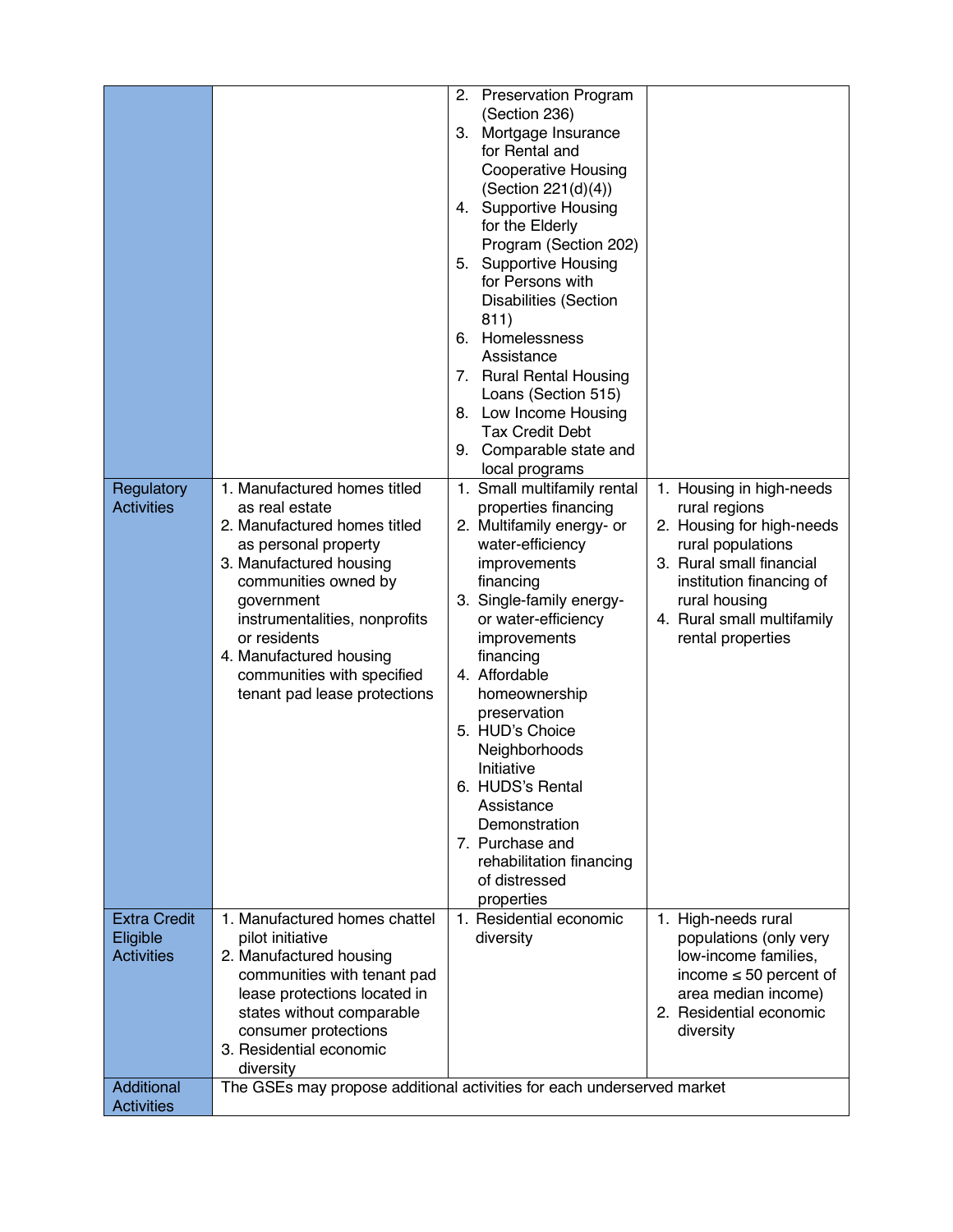| | | | |
|---|---|---|---|
| | | 2. Preservation Program (Section 236)<br>3. Mortgage Insurance for Rental and Cooperative Housing (Section 221(d)(4))<br>4. Supportive Housing for the Elderly Program (Section 202)<br>5. Supportive Housing for Persons with Disabilities (Section 811)<br>6. Homelessness Assistance<br>7. Rural Rental Housing Loans (Section 515)<br>8. Low Income Housing Tax Credit Debt<br>9. Comparable state and local programs | |
| Regulatory Activities | 1. Manufactured homes titled as real estate<br>2. Manufactured homes titled as personal property<br>3. Manufactured housing communities owned by government instrumentalities, nonprofits or residents<br>4. Manufactured housing communities with specified tenant pad lease protections | 1. Small multifamily rental properties financing<br>2. Multifamily energy- or water-efficiency improvements financing<br>3. Single-family energy- or water-efficiency improvements financing<br>4. Affordable homeownership preservation<br>5. HUD's Choice Neighborhoods Initiative<br>6. HUDS's Rental Assistance Demonstration<br>7. Purchase and rehabilitation financing of distressed properties | 1. Housing in high-needs rural regions<br>2. Housing for high-needs rural populations<br>3. Rural small financial institution financing of rural housing<br>4. Rural small multifamily rental properties |
| Extra Credit Eligible Activities | 1. Manufactured homes chattel pilot initiative<br>2. Manufactured housing communities with tenant pad lease protections located in states without comparable consumer protections<br>3. Residential economic diversity | 1. Residential economic diversity | 1. High-needs rural populations (only very low-income families, income ≤ 50 percent of area median income)<br>2. Residential economic diversity |
| Additional Activities | The GSEs may propose additional activities for each underserved market | | |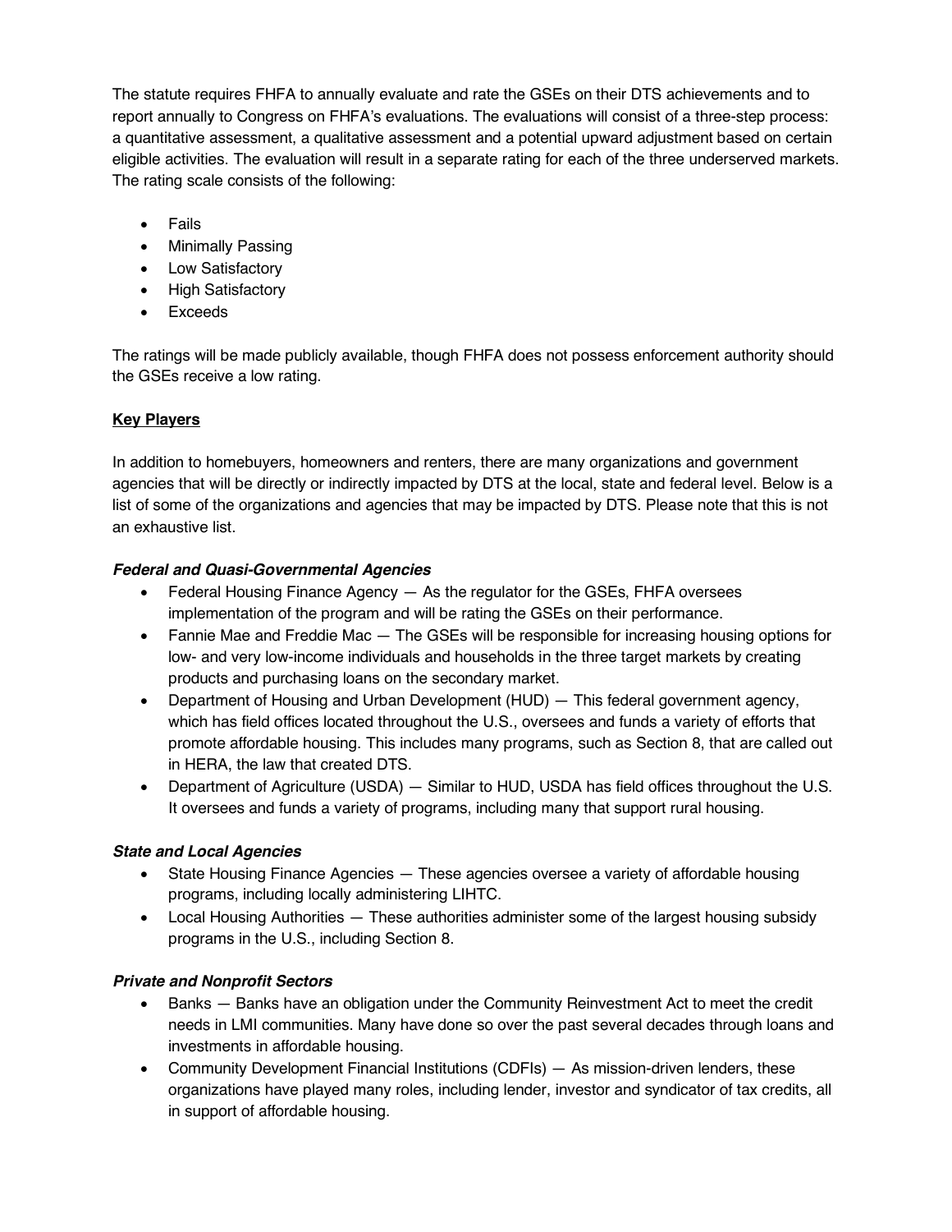The statute requires FHFA to annually evaluate and rate the GSEs on their DTS achievements and to report annually to Congress on FHFA's evaluations. The evaluations will consist of a three-step process: a quantitative assessment, a qualitative assessment and a potential upward adjustment based on certain eligible activities. The evaluation will result in a separate rating for each of the three underserved markets. The rating scale consists of the following:

- Fails
- Minimally Passing
- Low Satisfactory
- High Satisfactory
- Exceeds

The ratings will be made publicly available, though FHFA does not possess enforcement authority should the GSEs receive a low rating.

## Key Players

In addition to homebuyers, homeowners and renters, there are many organizations and government agencies that will be directly or indirectly impacted by DTS at the local, state and federal level. Below is a list of some of the organizations and agencies that may be impacted by DTS. Please note that this is not an exhaustive list.

### *Federal and Quasi-Governmental Agencies*

- Federal Housing Finance Agency — As the regulator for the GSEs, FHFA oversees implementation of the program and will be rating the GSEs on their performance.
- Fannie Mae and Freddie Mac — The GSEs will be responsible for increasing housing options for low- and very low-income individuals and households in the three target markets by creating products and purchasing loans on the secondary market.
- Department of Housing and Urban Development (HUD) — This federal government agency, which has field offices located throughout the U.S., oversees and funds a variety of efforts that promote affordable housing. This includes many programs, such as Section 8, that are called out in HERA, the law that created DTS.
- Department of Agriculture (USDA) — Similar to HUD, USDA has field offices throughout the U.S. It oversees and funds a variety of programs, including many that support rural housing.

### *State and Local Agencies*

- State Housing Finance Agencies — These agencies oversee a variety of affordable housing programs, including locally administering LIHTC.
- Local Housing Authorities — These authorities administer some of the largest housing subsidy programs in the U.S., including Section 8.

### *Private and Nonprofit Sectors*

- Banks — Banks have an obligation under the Community Reinvestment Act to meet the credit needs in LMI communities. Many have done so over the past several decades through loans and investments in affordable housing.
- Community Development Financial Institutions (CDFIs) — As mission-driven lenders, these organizations have played many roles, including lender, investor and syndicator of tax credits, all in support of affordable housing.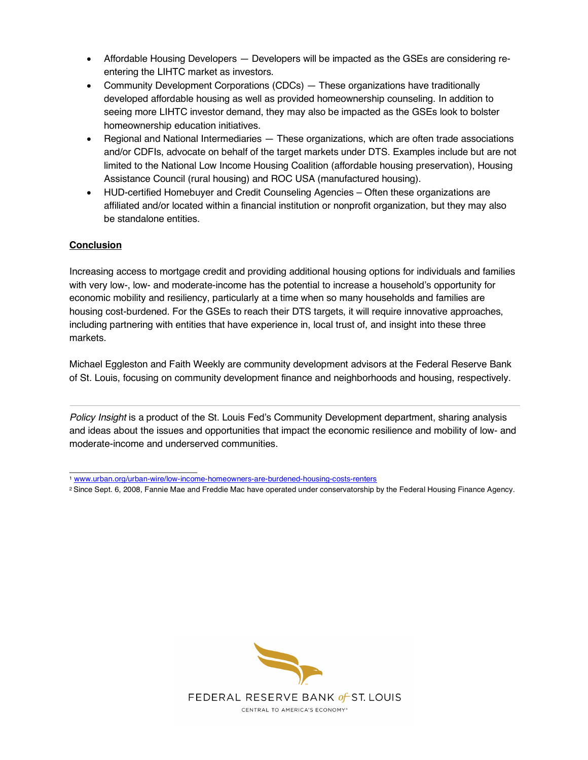- Affordable Housing Developers — Developers will be impacted as the GSEs are considering re-entering the LIHTC market as investors.
- Community Development Corporations (CDCs) — These organizations have traditionally developed affordable housing as well as provided homeownership counseling. In addition to seeing more LIHTC investor demand, they may also be impacted as the GSEs look to bolster homeownership education initiatives.
- Regional and National Intermediaries — These organizations, which are often trade associations and/or CDFIs, advocate on behalf of the target markets under DTS. Examples include but are not limited to the National Low Income Housing Coalition (affordable housing preservation), Housing Assistance Council (rural housing) and ROC USA (manufactured housing).
- HUD-certified Homebuyer and Credit Counseling Agencies – Often these organizations are affiliated and/or located within a financial institution or nonprofit organization, but they may also be standalone entities.

## Conclusion

Increasing access to mortgage credit and providing additional housing options for individuals and families with very low-, low- and moderate-income has the potential to increase a household's opportunity for economic mobility and resiliency, particularly at a time when so many households and families are housing cost-burdened. For the GSEs to reach their DTS targets, it will require innovative approaches, including partnering with entities that have experience in, local trust of, and insight into these three markets.

Michael Eggleston and Faith Weekly are community development advisors at the Federal Reserve Bank of St. Louis, focusing on community development finance and neighborhoods and housing, respectively.

---

*Policy Insight* is a product of the St. Louis Fed's Community Development department, sharing analysis and ideas about the issues and opportunities that impact the economic resilience and mobility of low- and moderate-income and underserved communities.

---

[1] www.urban.org/urban-wire/low-income-homeowners-are-burdened-housing-costs-renters

[2] Since Sept. 6, 2008, Fannie Mae and Freddie Mac have operated under conservatorship by the Federal Housing Finance Agency.

FEDERAL RESERVE BANK *of* ST. LOUIS

CENTRAL TO AMERICA'S ECONOMY®